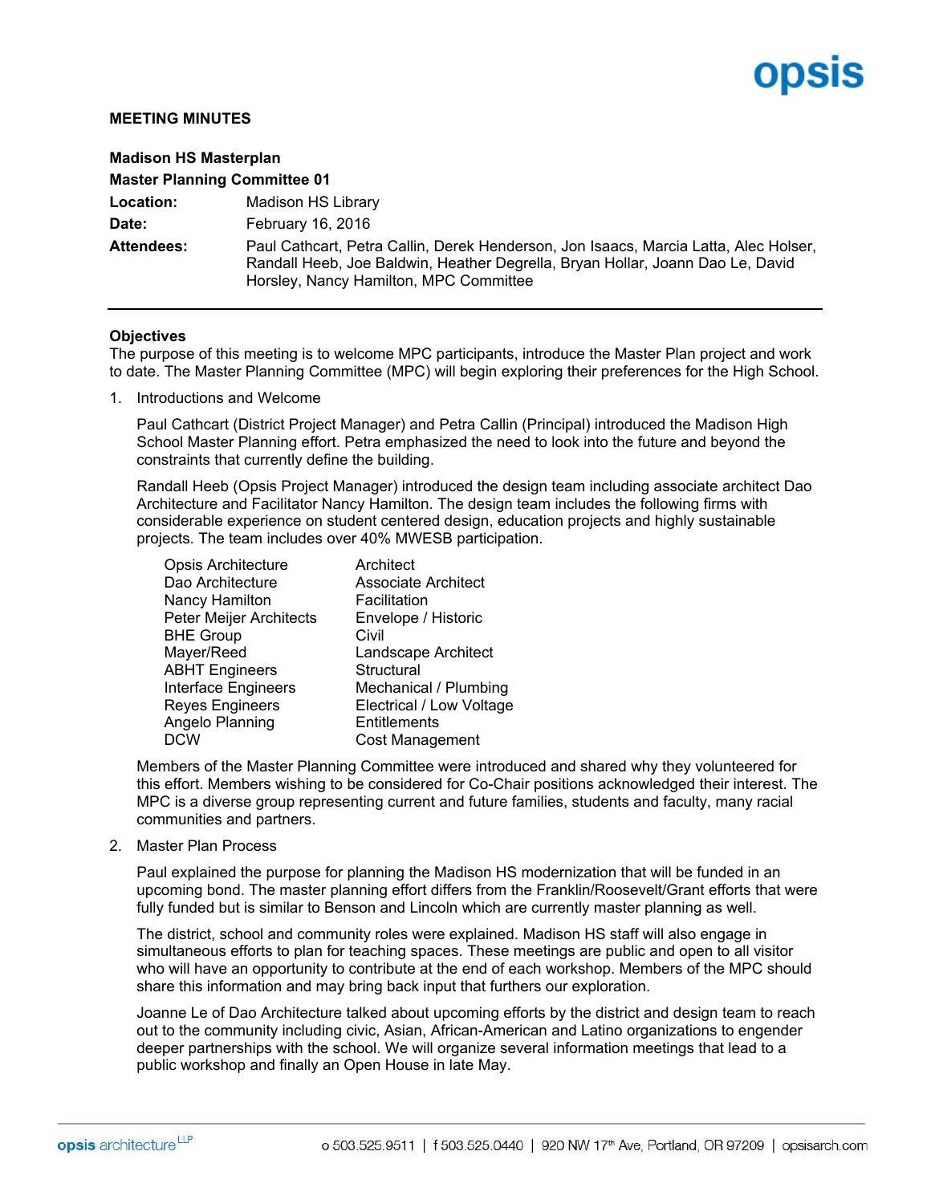opsis

**MEETING MINUTES**

**Madison HS Masterplan**

**Master Planning Committee 01**

| | |
|---|---|
| **Location:** | Madison HS Library |
| **Date:** | February 16, 2016 |
| **Attendees:** | Paul Cathcart, Petra Callin, Derek Henderson, Jon Isaacs, Marcia Latta, Alec Holser, Randall Heeb, Joe Baldwin, Heather Degrella, Bryan Hollar, Joann Dao Le, David Horsley, Nancy Hamilton, MPC Committee |

**Objectives**

The purpose of this meeting is to welcome MPC participants, introduce the Master Plan project and work to date. The Master Planning Committee (MPC) will begin exploring their preferences for the High School.

1. Introductions and Welcome

   Paul Cathcart (District Project Manager) and Petra Callin (Principal) introduced the Madison High School Master Planning effort. Petra emphasized the need to look into the future and beyond the constraints that currently define the building.

   Randall Heeb (Opsis Project Manager) introduced the design team including associate architect Dao Architecture and Facilitator Nancy Hamilton. The design team includes the following firms with considerable experience on student centered design, education projects and highly sustainable projects. The team includes over 40% MWESB participation.

   | | |
   |---|---|
   | Opsis Architecture | Architect |
   | Dao Architecture | Associate Architect |
   | Nancy Hamilton | Facilitation |
   | Peter Meijer Architects | Envelope / Historic |
   | BHE Group | Civil |
   | Mayer/Reed | Landscape Architect |
   | ABHT Engineers | Structural |
   | Interface Engineers | Mechanical / Plumbing |
   | Reyes Engineers | Electrical / Low Voltage |
   | Angelo Planning | Entitlements |
   | DCW | Cost Management |

   Members of the Master Planning Committee were introduced and shared why they volunteered for this effort. Members wishing to be considered for Co-Chair positions acknowledged their interest. The MPC is a diverse group representing current and future families, students and faculty, many racial communities and partners.

2. Master Plan Process

   Paul explained the purpose for planning the Madison HS modernization that will be funded in an upcoming bond. The master planning effort differs from the Franklin/Roosevelt/Grant efforts that were fully funded but is similar to Benson and Lincoln which are currently master planning as well.

   The district, school and community roles were explained. Madison HS staff will also engage in simultaneous efforts to plan for teaching spaces. These meetings are public and open to all visitor who will have an opportunity to contribute at the end of each workshop. Members of the MPC should share this information and may bring back input that furthers our exploration.

   Joanne Le of Dao Architecture talked about upcoming efforts by the district and design team to reach out to the community including civic, Asian, African-American and Latino organizations to engender deeper partnerships with the school. We will organize several information meetings that lead to a public workshop and finally an Open House in late May.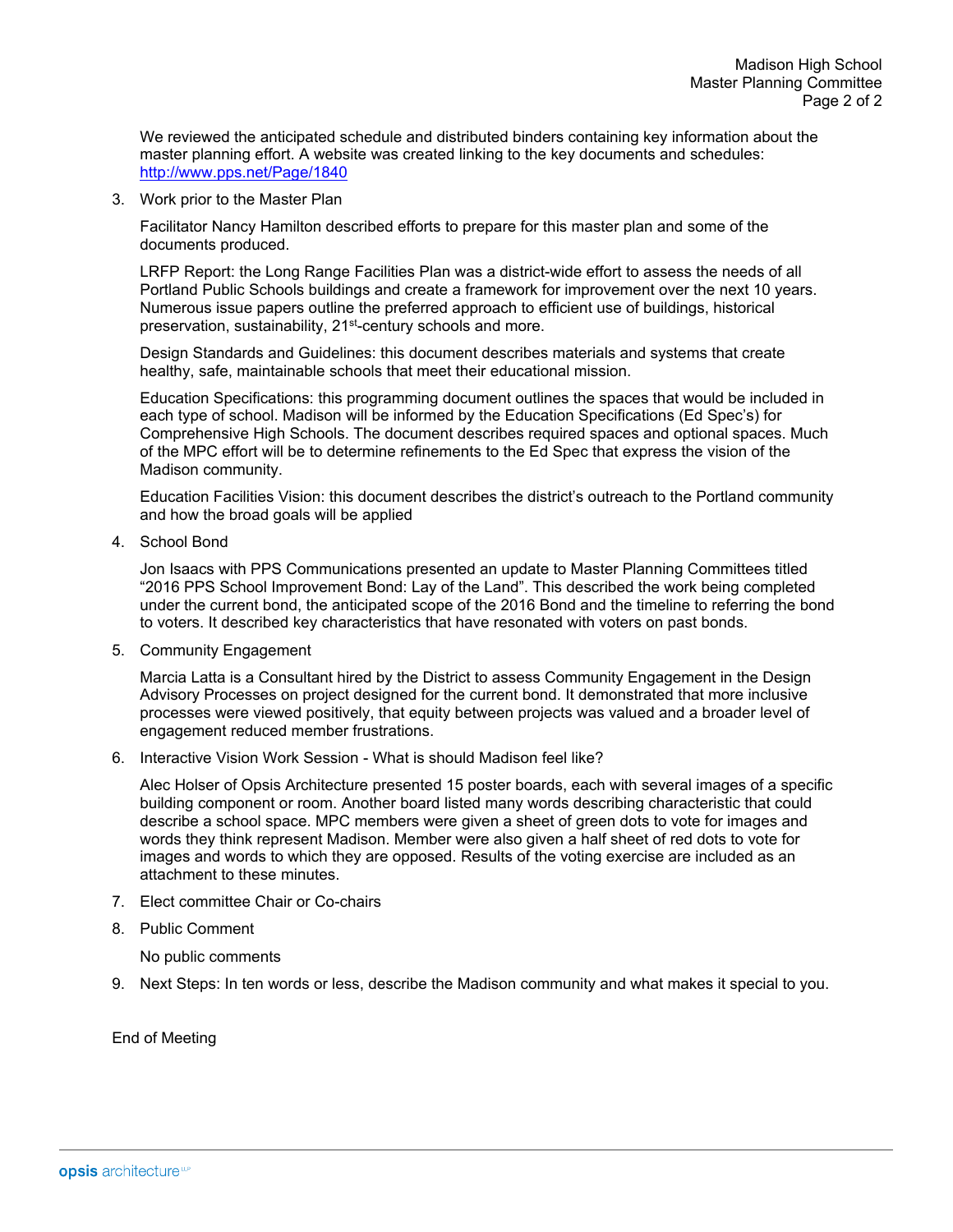We reviewed the anticipated schedule and distributed binders containing key information about the master planning effort. A website was created linking to the key documents and schedules: http://www.pps.net/Page/1840

3. Work prior to the Master Plan

   Facilitator Nancy Hamilton described efforts to prepare for this master plan and some of the documents produced.

   LRFP Report: the Long Range Facilities Plan was a district-wide effort to assess the needs of all Portland Public Schools buildings and create a framework for improvement over the next 10 years. Numerous issue papers outline the preferred approach to efficient use of buildings, historical preservation, sustainability, 21st-century schools and more.

   Design Standards and Guidelines: this document describes materials and systems that create healthy, safe, maintainable schools that meet their educational mission.

   Education Specifications: this programming document outlines the spaces that would be included in each type of school. Madison will be informed by the Education Specifications (Ed Spec's) for Comprehensive High Schools. The document describes required spaces and optional spaces. Much of the MPC effort will be to determine refinements to the Ed Spec that express the vision of the Madison community.

   Education Facilities Vision: this document describes the district's outreach to the Portland community and how the broad goals will be applied

4. School Bond

   Jon Isaacs with PPS Communications presented an update to Master Planning Committees titled "2016 PPS School Improvement Bond: Lay of the Land". This described the work being completed under the current bond, the anticipated scope of the 2016 Bond and the timeline to referring the bond to voters. It described key characteristics that have resonated with voters on past bonds.

5. Community Engagement

   Marcia Latta is a Consultant hired by the District to assess Community Engagement in the Design Advisory Processes on project designed for the current bond. It demonstrated that more inclusive processes were viewed positively, that equity between projects was valued and a broader level of engagement reduced member frustrations.

6. Interactive Vision Work Session - What is should Madison feel like?

   Alec Holser of Opsis Architecture presented 15 poster boards, each with several images of a specific building component or room. Another board listed many words describing characteristic that could describe a school space. MPC members were given a sheet of green dots to vote for images and words they think represent Madison. Member were also given a half sheet of red dots to vote for images and words to which they are opposed. Results of the voting exercise are included as an attachment to these minutes.

7. Elect committee Chair or Co-chairs

8. Public Comment

   No public comments

9. Next Steps: In ten words or less, describe the Madison community and what makes it special to you.

End of Meeting